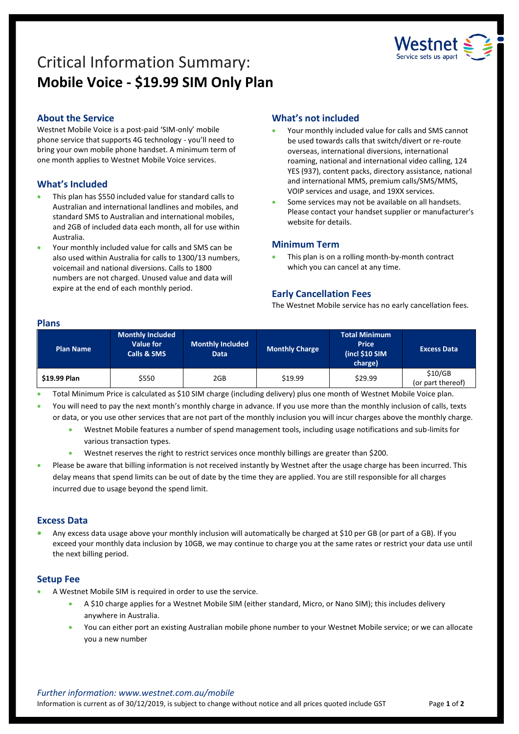# Critical Information Summary:
# **Mobile Voice - $19.99 SIM Only Plan**

## About the Service

Westnet Mobile Voice is a post-paid 'SIM-only' mobile phone service that supports 4G technology - you'll need to bring your own mobile phone handset. A minimum term of one month applies to Westnet Mobile Voice services.

## What's Included

- This plan has $550 included value for standard calls to Australian and international landlines and mobiles, and standard SMS to Australian and international mobiles, and 2GB of included data each month, all for use within Australia.
- Your monthly included value for calls and SMS can be also used within Australia for calls to 1300/13 numbers, voicemail and national diversions. Calls to 1800 numbers are not charged. Unused value and data will expire at the end of each monthly period.

## What's not included

- Your monthly included value for calls and SMS cannot be used towards calls that switch/divert or re-route overseas, international diversions, international roaming, national and international video calling, 124 YES (937), content packs, directory assistance, national and international MMS, premium calls/SMS/MMS, VOIP services and usage, and 19XX services.
- Some services may not be available on all handsets. Please contact your handset supplier or manufacturer's website for details.

## Minimum Term

- This plan is on a rolling month-by-month contract which you can cancel at any time.

## Early Cancellation Fees

The Westnet Mobile service has no early cancellation fees.

## Plans

| Plan Name | Monthly Included Value for Calls & SMS | Monthly Included Data | Monthly Charge | Total Minimum Price (incl $10 SIM charge) | Excess Data |
|---|---|---|---|---|---|
| **$19.99 Plan** | $550 | 2GB | $19.99 | $29.99 | $10/GB (or part thereof) |

- Total Minimum Price is calculated as $10 SIM charge (including delivery) plus one month of Westnet Mobile Voice plan.
- You will need to pay the next month's monthly charge in advance. If you use more than the monthly inclusion of calls, texts or data, or you use other services that are not part of the monthly inclusion you will incur charges above the monthly charge.
  - Westnet Mobile features a number of spend management tools, including usage notifications and sub-limits for various transaction types.
  - Westnet reserves the right to restrict services once monthly billings are greater than $200.
- Please be aware that billing information is not received instantly by Westnet after the usage charge has been incurred. This delay means that spend limits can be out of date by the time they are applied. You are still responsible for all charges incurred due to usage beyond the spend limit.

## Excess Data

- Any excess data usage above your monthly inclusion will automatically be charged at $10 per GB (or part of a GB). If you exceed your monthly data inclusion by 10GB, we may continue to charge you at the same rates or restrict your data use until the next billing period.

## Setup Fee

- A Westnet Mobile SIM is required in order to use the service.
  - A $10 charge applies for a Westnet Mobile SIM (either standard, Micro, or Nano SIM); this includes delivery anywhere in Australia.
  - You can either port an existing Australian mobile phone number to your Westnet Mobile service; or we can allocate you a new number

*Further information: www.westnet.com.au/mobile*

Information is current as of 30/12/2019, is subject to change without notice and all prices quoted include GST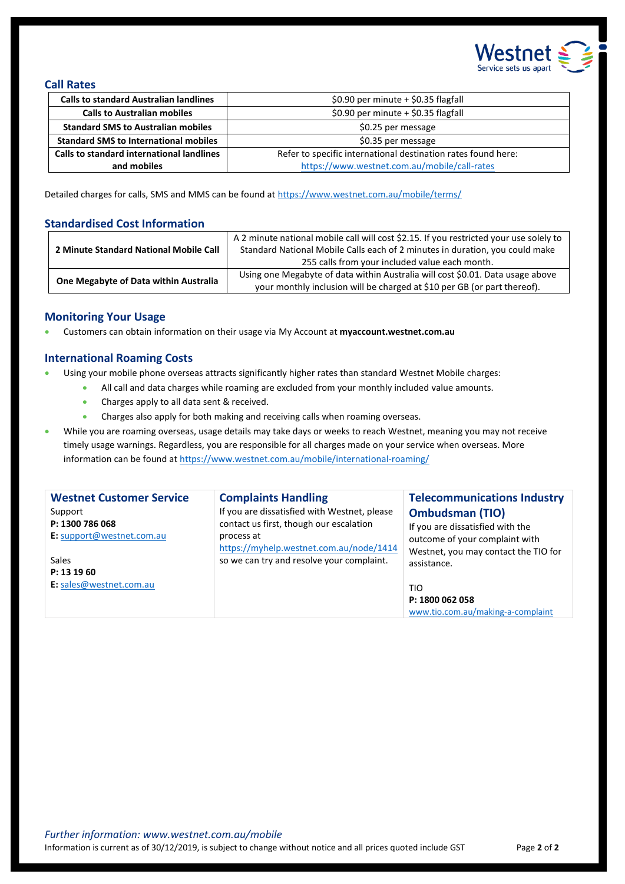## Call Rates

| | |
|---|---|
| **Calls to standard Australian landlines** | $0.90 per minute + $0.35 flagfall |
| **Calls to Australian mobiles** | $0.90 per minute + $0.35 flagfall |
| **Standard SMS to Australian mobiles** | $0.25 per message |
| **Standard SMS to International mobiles** | $0.35 per message |
| **Calls to standard international landlines and mobiles** | Refer to specific international destination rates found here: https://www.westnet.com.au/mobile/call-rates |

Detailed charges for calls, SMS and MMS can be found at https://www.westnet.com.au/mobile/terms/

## Standardised Cost Information

| | |
|---|---|
| **2 Minute Standard National Mobile Call** | A 2 minute national mobile call will cost $2.15. If you restricted your use solely to Standard National Mobile Calls each of 2 minutes in duration, you could make 255 calls from your included value each month. |
| **One Megabyte of Data within Australia** | Using one Megabyte of data within Australia will cost $0.01. Data usage above your monthly inclusion will be charged at $10 per GB (or part thereof). |

## Monitoring Your Usage

- Customers can obtain information on their usage via My Account at **myaccount.westnet.com.au**

## International Roaming Costs

- Using your mobile phone overseas attracts significantly higher rates than standard Westnet Mobile charges:
  - All call and data charges while roaming are excluded from your monthly included value amounts.
  - Charges apply to all data sent & received.
  - Charges also apply for both making and receiving calls when roaming overseas.
- While you are roaming overseas, usage details may take days or weeks to reach Westnet, meaning you may not receive timely usage warnings. Regardless, you are responsible for all charges made on your service when overseas. More information can be found at https://www.westnet.com.au/mobile/international-roaming/

## Westnet Customer Service

Support
**P: 1300 786 068**
**E:** support@westnet.com.au

Sales
**P: 13 19 60**
**E:** sales@westnet.com.au

## Complaints Handling

If you are dissatisfied with Westnet, please contact us first, though our escalation process at https://myhelp.westnet.com.au/node/1414 so we can try and resolve your complaint.

## Telecommunications Industry Ombudsman (TIO)

If you are dissatisfied with the outcome of your complaint with Westnet, you may contact the TIO for assistance.

TIO
**P: 1800 062 058**
www.tio.com.au/making-a-complaint

*Further information: www.westnet.com.au/mobile*

Information is current as of 30/12/2019, is subject to change without notice and all prices quoted include GST